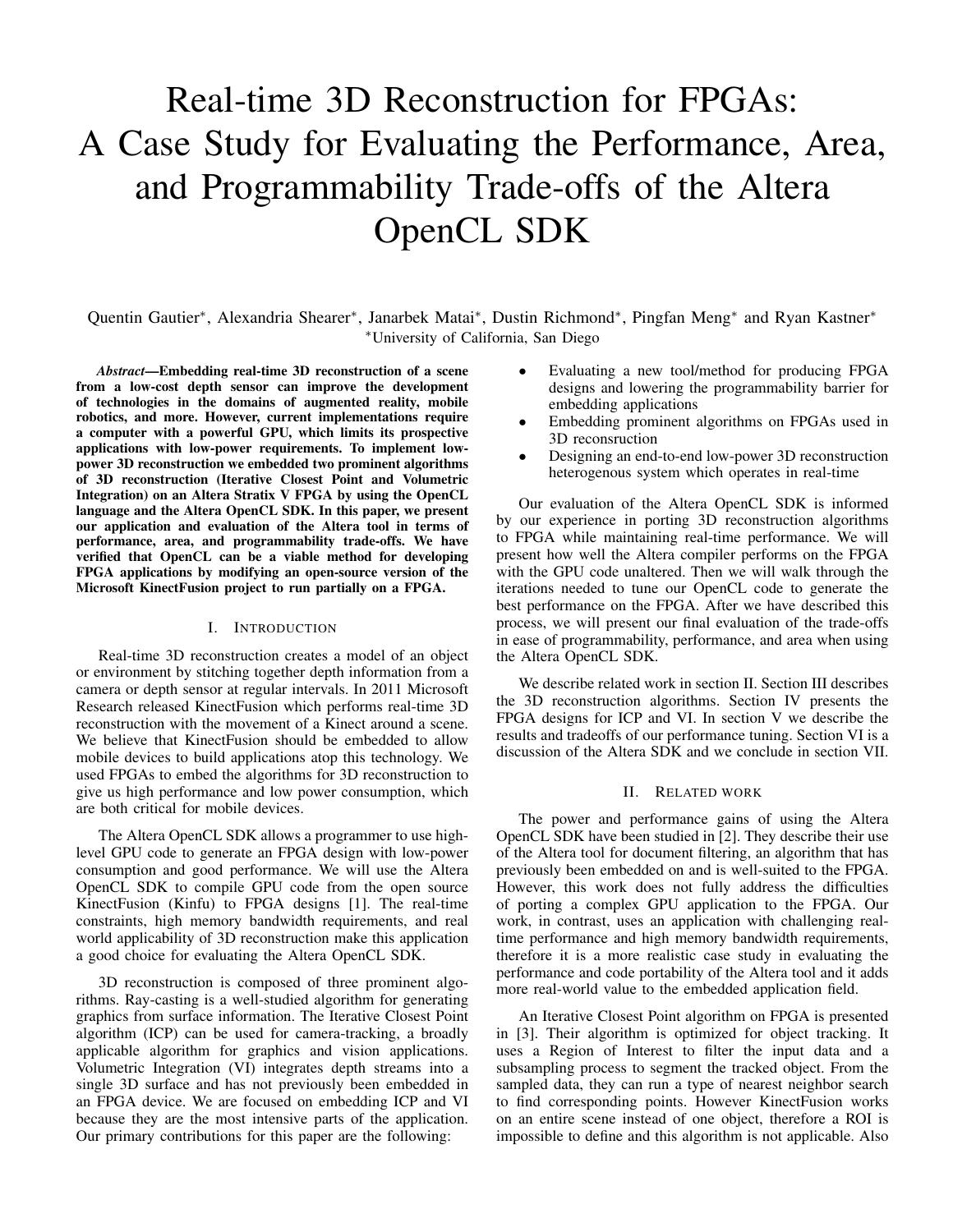# Real-time 3D Reconstruction for FPGAs: A Case Study for Evaluating the Performance, Area, and Programmability Trade-offs of the Altera OpenCL SDK

Quentin Gautier*, Alexandria Shearer*, Janarbek Matai*, Dustin Richmond*, Pingfan Meng* and Ryan Kastner*
*University of California, San Diego

***Abstract*—Embedding real-time 3D reconstruction of a scene from a low-cost depth sensor can improve the development of technologies in the domains of augmented reality, mobile robotics, and more. However, current implementations require a computer with a powerful GPU, which limits its prospective applications with low-power requirements. To implement low-power 3D reconstruction we embedded two prominent algorithms of 3D reconstruction (Iterative Closest Point and Volumetric Integration) on an Altera Stratix V FPGA by using the OpenCL language and the Altera OpenCL SDK. In this paper, we present our application and evaluation of the Altera tool in terms of performance, area, and programmability trade-offs. We have verified that OpenCL can be a viable method for developing FPGA applications by modifying an open-source version of the Microsoft KinectFusion project to run partially on a FPGA.**

## I. Introduction

Real-time 3D reconstruction creates a model of an object or environment by stitching together depth information from a camera or depth sensor at regular intervals. In 2011 Microsoft Research released KinectFusion which performs real-time 3D reconstruction with the movement of a Kinect around a scene. We believe that KinectFusion should be embedded to allow mobile devices to build applications atop this technology. We used FPGAs to embed the algorithms for 3D reconstruction to give us high performance and low power consumption, which are both critical for mobile devices.

The Altera OpenCL SDK allows a programmer to use high-level GPU code to generate an FPGA design with low-power consumption and good performance. We will use the Altera OpenCL SDK to compile GPU code from the open source KinectFusion (Kinfu) to FPGA designs [1]. The real-time constraints, high memory bandwidth requirements, and real world applicability of 3D reconstruction make this application a good choice for evaluating the Altera OpenCL SDK.

3D reconstruction is composed of three prominent algorithms. Ray-casting is a well-studied algorithm for generating graphics from surface information. The Iterative Closest Point algorithm (ICP) can be used for camera-tracking, a broadly applicable algorithm for graphics and vision applications. Volumetric Integration (VI) integrates depth streams into a single 3D surface and has not previously been embedded in an FPGA device. We are focused on embedding ICP and VI because they are the most intensive parts of the application. Our primary contributions for this paper are the following:

- Evaluating a new tool/method for producing FPGA designs and lowering the programmability barrier for embedding applications
- Embedding prominent algorithms on FPGAs used in 3D reconsruction
- Designing an end-to-end low-power 3D reconstruction heterogenous system which operates in real-time

Our evaluation of the Altera OpenCL SDK is informed by our experience in porting 3D reconstruction algorithms to FPGA while maintaining real-time performance. We will present how well the Altera compiler performs on the FPGA with the GPU code unaltered. Then we will walk through the iterations needed to tune our OpenCL code to generate the best performance on the FPGA. After we have described this process, we will present our final evaluation of the trade-offs in ease of programmability, performance, and area when using the Altera OpenCL SDK.

We describe related work in section II. Section III describes the 3D reconstruction algorithms. Section IV presents the FPGA designs for ICP and VI. In section V we describe the results and tradeoffs of our performance tuning. Section VI is a discussion of the Altera SDK and we conclude in section VII.

## II. Related work

The power and performance gains of using the Altera OpenCL SDK have been studied in [2]. They describe their use of the Altera tool for document filtering, an algorithm that has previously been embedded on and is well-suited to the FPGA. However, this work does not fully address the difficulties of porting a complex GPU application to the FPGA. Our work, in contrast, uses an application with challenging real-time performance and high memory bandwidth requirements, therefore it is a more realistic case study in evaluating the performance and code portability of the Altera tool and it adds more real-world value to the embedded application field.

An Iterative Closest Point algorithm on FPGA is presented in [3]. Their algorithm is optimized for object tracking. It uses a Region of Interest to filter the input data and a subsampling process to segment the tracked object. From the sampled data, they can run a type of nearest neighbor search to find corresponding points. However KinectFusion works on an entire scene instead of one object, therefore a ROI is impossible to define and this algorithm is not applicable. Also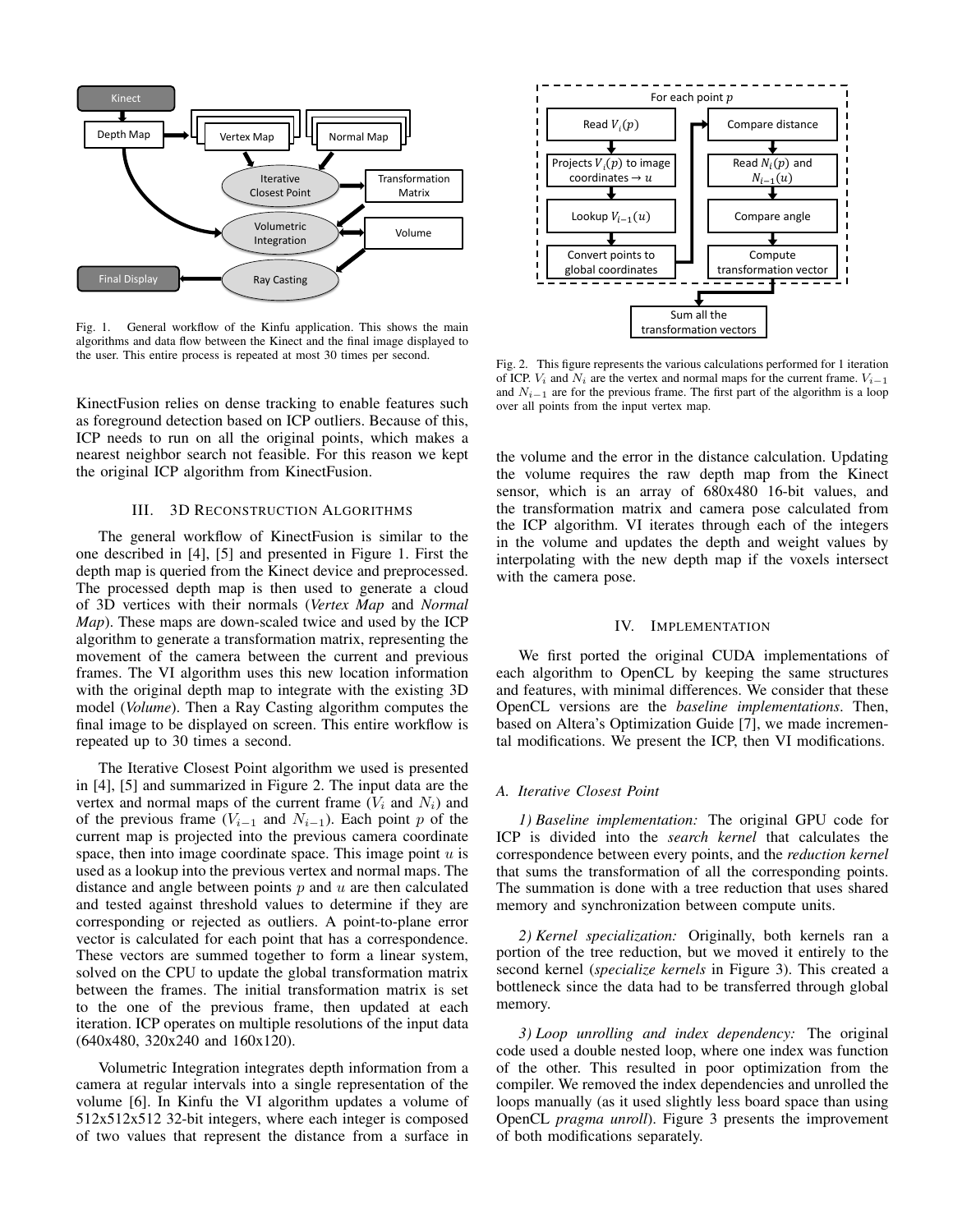Fig. 1. General workflow of the Kinfu application. This shows the main algorithms and data flow between the Kinect and the final image displayed to the user. This entire process is repeated at most 30 times per second.

KinectFusion relies on dense tracking to enable features such as foreground detection based on ICP outliers. Because of this, ICP needs to run on all the original points, which makes a nearest neighbor search not feasible. For this reason we kept the original ICP algorithm from KinectFusion.

## III. 3D Reconstruction Algorithms

The general workflow of KinectFusion is similar to the one described in [4], [5] and presented in Figure 1. First the depth map is queried from the Kinect device and preprocessed. The processed depth map is then used to generate a cloud of 3D vertices with their normals (*Vertex Map* and *Normal Map*). These maps are down-scaled twice and used by the ICP algorithm to generate a transformation matrix, representing the movement of the camera between the current and previous frames. The VI algorithm uses this new location information with the original depth map to integrate with the existing 3D model (*Volume*). Then a Ray Casting algorithm computes the final image to be displayed on screen. This entire workflow is repeated up to 30 times a second.

The Iterative Closest Point algorithm we used is presented in [4], [5] and summarized in Figure 2. The input data are the vertex and normal maps of the current frame ($V_i$ and $N_i$) and of the previous frame ($V_{i-1}$ and $N_{i-1}$). Each point $p$ of the current map is projected into the previous camera coordinate space, then into image coordinate space. This image point $u$ is used as a lookup into the previous vertex and normal maps. The distance and angle between points $p$ and $u$ are then calculated and tested against threshold values to determine if they are corresponding or rejected as outliers. A point-to-plane error vector is calculated for each point that has a correspondence. These vectors are summed together to form a linear system, solved on the CPU to update the global transformation matrix between the frames. The initial transformation matrix is set to the one of the previous frame, then updated at each iteration. ICP operates on multiple resolutions of the input data (640x480, 320x240 and 160x120).

Volumetric Integration integrates depth information from a camera at regular intervals into a single representation of the volume [6]. In Kinfu the VI algorithm updates a volume of 512x512x512 32-bit integers, where each integer is composed of two values that represent the distance from a surface in the volume and the error in the distance calculation. Updating the volume requires the raw depth map from the Kinect sensor, which is an array of 680x480 16-bit values, and the transformation matrix and camera pose calculated from the ICP algorithm. VI iterates through each of the integers in the volume and updates the depth and weight values by interpolating with the new depth map if the voxels intersect with the camera pose.

Fig. 2. This figure represents the various calculations performed for 1 iteration of ICP. $V_i$ and $N_i$ are the vertex and normal maps for the current frame. $V_{i-1}$ and $N_{i-1}$ are for the previous frame. The first part of the algorithm is a loop over all points from the input vertex map.

## IV. Implementation

We first ported the original CUDA implementations of each algorithm to OpenCL by keeping the same structures and features, with minimal differences. We consider that these OpenCL versions are the *baseline implementations*. Then, based on Altera's Optimization Guide [7], we made incremental modifications. We present the ICP, then VI modifications.

### A. Iterative Closest Point

*1) Baseline implementation:* The original GPU code for ICP is divided into the *search kernel* that calculates the correspondence between every points, and the *reduction kernel* that sums the transformation of all the corresponding points. The summation is done with a tree reduction that uses shared memory and synchronization between compute units.

*2) Kernel specialization:* Originally, both kernels ran a portion of the tree reduction, but we moved it entirely to the second kernel (*specialize kernels* in Figure 3). This created a bottleneck since the data had to be transferred through global memory.

*3) Loop unrolling and index dependency:* The original code used a double nested loop, where one index was function of the other. This resulted in poor optimization from the compiler. We removed the index dependencies and unrolled the loops manually (as it used slightly less board space than using OpenCL *pragma unroll*). Figure 3 presents the improvement of both modifications separately.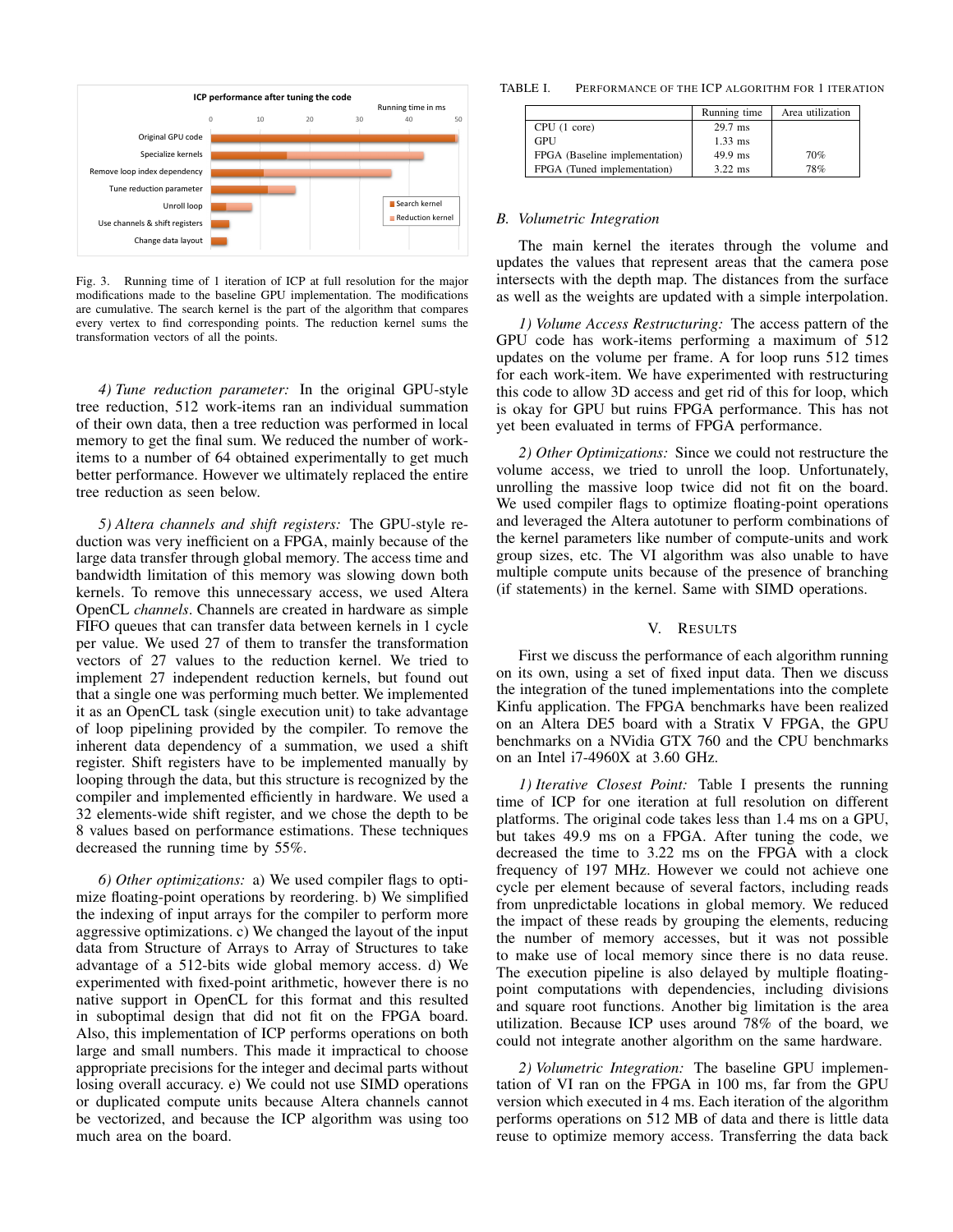Fig. 3. Running time of 1 iteration of ICP at full resolution for the major modifications made to the baseline GPU implementation. The modifications are cumulative. The search kernel is the part of the algorithm that compares every vertex to find corresponding points. The reduction kernel sums the transformation vectors of all the points.

*4) Tune reduction parameter:* In the original GPU-style tree reduction, 512 work-items ran an individual summation of their own data, then a tree reduction was performed in local memory to get the final sum. We reduced the number of work-items to a number of 64 obtained experimentally to get much better performance. However we ultimately replaced the entire tree reduction as seen below.

*5) Altera channels and shift registers:* The GPU-style reduction was very inefficient on a FPGA, mainly because of the large data transfer through global memory. The access time and bandwidth limitation of this memory was slowing down both kernels. To remove this unnecessary access, we used Altera OpenCL *channels*. Channels are created in hardware as simple FIFO queues that can transfer data between kernels in 1 cycle per value. We used 27 of them to transfer the transformation vectors of 27 values to the reduction kernel. We tried to implement 27 independent reduction kernels, but found out that a single one was performing much better. We implemented it as an OpenCL task (single execution unit) to take advantage of loop pipelining provided by the compiler. To remove the inherent data dependency of a summation, we used a shift register. Shift registers have to be implemented manually by looping through the data, but this structure is recognized by the compiler and implemented efficiently in hardware. We used a 32 elements-wide shift register, and we chose the depth to be 8 values based on performance estimations. These techniques decreased the running time by 55%.

*6) Other optimizations:* a) We used compiler flags to optimize floating-point operations by reordering. b) We simplified the indexing of input arrays for the compiler to perform more aggressive optimizations. c) We changed the layout of the input data from Structure of Arrays to Array of Structures to take advantage of a 512-bits wide global memory access. d) We experimented with fixed-point arithmetic, however there is no native support in OpenCL for this format and this resulted in suboptimal design that did not fit on the FPGA board. Also, this implementation of ICP performs operations on both large and small numbers. This made it impractical to choose appropriate precisions for the integer and decimal parts without losing overall accuracy. e) We could not use SIMD operations or duplicated compute units because Altera channels cannot be vectorized, and because the ICP algorithm was using too much area on the board.

TABLE I. Performance of the ICP algorithm for 1 iteration

| | Running time | Area utilization |
|---|---|---|
| CPU (1 core) | 29.7 ms | |
| GPU | 1.33 ms | |
| FPGA (Baseline implementation) | 49.9 ms | 70% |
| FPGA (Tuned implementation) | 3.22 ms | 78% |

### B. Volumetric Integration

The main kernel the iterates through the volume and updates the values that represent areas that the camera pose intersects with the depth map. The distances from the surface as well as the weights are updated with a simple interpolation.

*1) Volume Access Restructuring:* The access pattern of the GPU code has work-items performing a maximum of 512 updates on the volume per frame. A for loop runs 512 times for each work-item. We have experimented with restructuring this code to allow 3D access and get rid of this for loop, which is okay for GPU but ruins FPGA performance. This has not yet been evaluated in terms of FPGA performance.

*2) Other Optimizations:* Since we could not restructure the volume access, we tried to unroll the loop. Unfortunately, unrolling the massive loop twice did not fit on the board. We used compiler flags to optimize floating-point operations and leveraged the Altera autotuner to perform combinations of the kernel parameters like number of compute-units and work group sizes, etc. The VI algorithm was also unable to have multiple compute units because of the presence of branching (if statements) in the kernel. Same with SIMD operations.

## V. Results

First we discuss the performance of each algorithm running on its own, using a set of fixed input data. Then we discuss the integration of the tuned implementations into the complete Kinfu application. The FPGA benchmarks have been realized on an Altera DE5 board with a Stratix V FPGA, the GPU benchmarks on a NVidia GTX 760 and the CPU benchmarks on an Intel i7-4960X at 3.60 GHz.

*1) Iterative Closest Point:* Table I presents the running time of ICP for one iteration at full resolution on different platforms. The original code takes less than 1.4 ms on a GPU, but takes 49.9 ms on a FPGA. After tuning the code, we decreased the time to 3.22 ms on the FPGA with a clock frequency of 197 MHz. However we could not achieve one cycle per element because of several factors, including reads from unpredictable locations in global memory. We reduced the impact of these reads by grouping the elements, reducing the number of memory accesses, but it was not possible to make use of local memory since there is no data reuse. The execution pipeline is also delayed by multiple floating-point computations with dependencies, including divisions and square root functions. Another big limitation is the area utilization. Because ICP uses around 78% of the board, we could not integrate another algorithm on the same hardware.

*2) Volumetric Integration:* The baseline GPU implementation of VI ran on the FPGA in 100 ms, far from the GPU version which executed in 4 ms. Each iteration of the algorithm performs operations on 512 MB of data and there is little data reuse to optimize memory access. Transferring the data back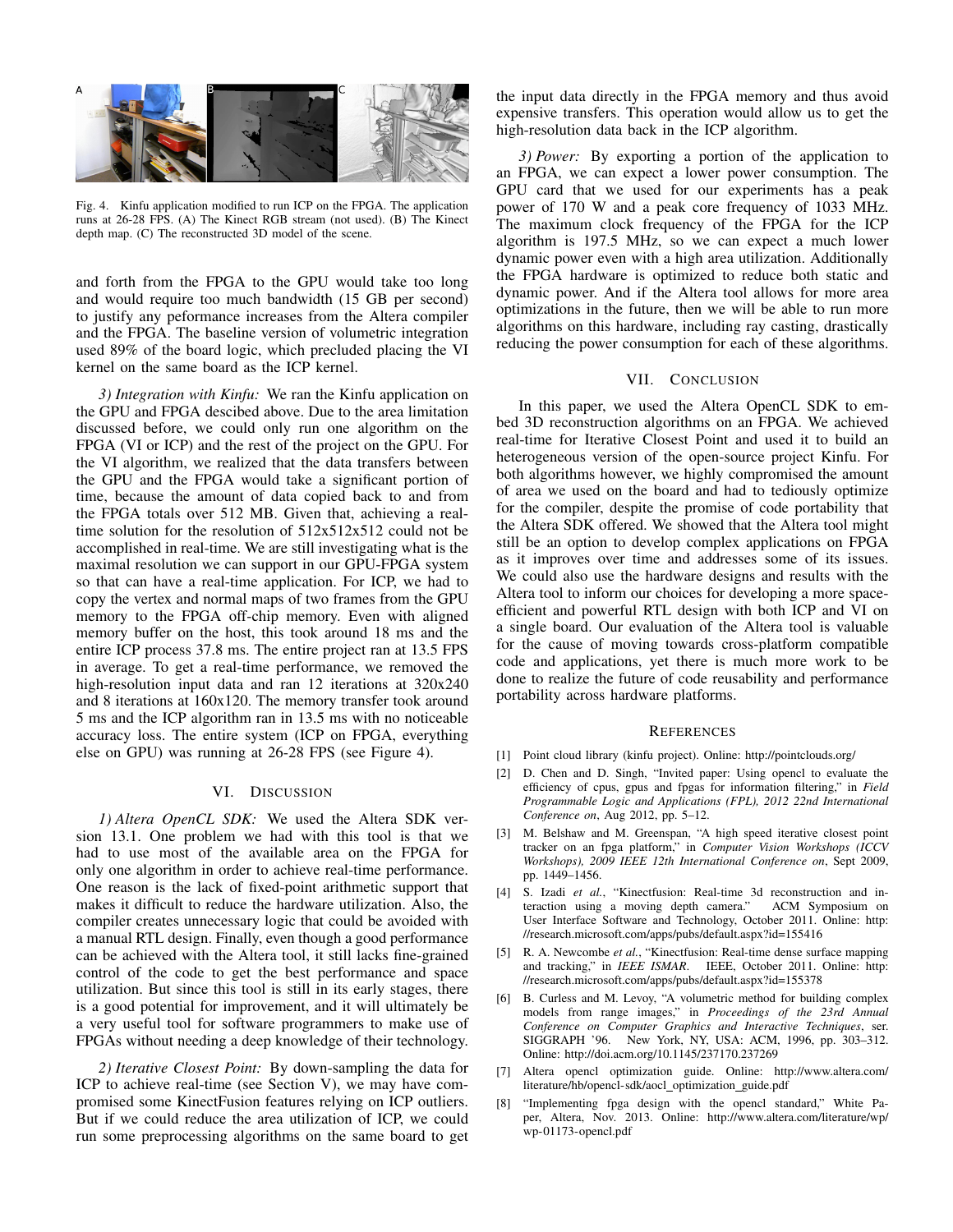Fig. 4. Kinfu application modified to run ICP on the FPGA. The application runs at 26-28 FPS. (A) The Kinect RGB stream (not used). (B) The Kinect depth map. (C) The reconstructed 3D model of the scene.

and forth from the FPGA to the GPU would take too long and would require too much bandwidth (15 GB per second) to justify any peformance increases from the Altera compiler and the FPGA. The baseline version of volumetric integration used 89% of the board logic, which precluded placing the VI kernel on the same board as the ICP kernel.

*3) Integration with Kinfu:* We ran the Kinfu application on the GPU and FPGA descibed above. Due to the area limitation discussed before, we could only run one algorithm on the FPGA (VI or ICP) and the rest of the project on the GPU. For the VI algorithm, we realized that the data transfers between the GPU and the FPGA would take a significant portion of time, because the amount of data copied back to and from the FPGA totals over 512 MB. Given that, achieving a real-time solution for the resolution of 512x512x512 could not be accomplished in real-time. We are still investigating what is the maximal resolution we can support in our GPU-FPGA system so that can have a real-time application. For ICP, we had to copy the vertex and normal maps of two frames from the GPU memory to the FPGA off-chip memory. Even with aligned memory buffer on the host, this took around 18 ms and the entire ICP process 37.8 ms. The entire project ran at 13.5 FPS in average. To get a real-time performance, we removed the high-resolution input data and ran 12 iterations at 320x240 and 8 iterations at 160x120. The memory transfer took around 5 ms and the ICP algorithm ran in 13.5 ms with no noticeable accuracy loss. The entire system (ICP on FPGA, everything else on GPU) was running at 26-28 FPS (see Figure 4).

## VI. Discussion

*1) Altera OpenCL SDK:* We used the Altera SDK version 13.1. One problem we had with this tool is that we had to use most of the available area on the FPGA for only one algorithm in order to achieve real-time performance. One reason is the lack of fixed-point arithmetic support that makes it difficult to reduce the hardware utilization. Also, the compiler creates unnecessary logic that could be avoided with a manual RTL design. Finally, even though a good performance can be achieved with the Altera tool, it still lacks fine-grained control of the code to get the best performance and space utilization. But since this tool is still in its early stages, there is a good potential for improvement, and it will ultimately be a very useful tool for software programmers to make use of FPGAs without needing a deep knowledge of their technology.

*2) Iterative Closest Point:* By down-sampling the data for ICP to achieve real-time (see Section V), we may have compromised some KinectFusion features relying on ICP outliers. But if we could reduce the area utilization of ICP, we could run some preprocessing algorithms on the same board to get the input data directly in the FPGA memory and thus avoid expensive transfers. This operation would allow us to get the high-resolution data back in the ICP algorithm.

*3) Power:* By exporting a portion of the application to an FPGA, we can expect a lower power consumption. The GPU card that we used for our experiments has a peak power of 170 W and a peak core frequency of 1033 MHz. The maximum clock frequency of the FPGA for the ICP algorithm is 197.5 MHz, so we can expect a much lower dynamic power even with a high area utilization. Additionally the FPGA hardware is optimized to reduce both static and dynamic power. And if the Altera tool allows for more area optimizations in the future, then we will be able to run more algorithms on this hardware, including ray casting, drastically reducing the power consumption for each of these algorithms.

## VII. Conclusion

In this paper, we used the Altera OpenCL SDK to embed 3D reconstruction algorithms on an FPGA. We achieved real-time for Iterative Closest Point and used it to build an heterogeneous version of the open-source project Kinfu. For both algorithms however, we highly compromised the amount of area we used on the board and had to tediously optimize for the compiler, despite the promise of code portability that the Altera SDK offered. We showed that the Altera tool might still be an option to develop complex applications on FPGA as it improves over time and addresses some of its issues. We could also use the hardware designs and results with the Altera tool to inform our choices for developing a more space-efficient and powerful RTL design with both ICP and VI on a single board. Our evaluation of the Altera tool is valuable for the cause of moving towards cross-platform compatible code and applications, yet there is much more work to be done to realize the future of code reusability and performance portability across hardware platforms.

## References

[1] Point cloud library (kinfu project). Online: http://pointclouds.org/

[2] D. Chen and D. Singh, "Invited paper: Using opencl to evaluate the efficiency of cpus, gpus and fpgas for information filtering," in *Field Programmable Logic and Applications (FPL), 2012 22nd International Conference on*, Aug 2012, pp. 5–12.

[3] M. Belshaw and M. Greenspan, "A high speed iterative closest point tracker on an fpga platform," in *Computer Vision Workshops (ICCV Workshops), 2009 IEEE 12th International Conference on*, Sept 2009, pp. 1449–1456.

[4] S. Izadi *et al.*, "Kinectfusion: Real-time 3d reconstruction and interaction using a moving depth camera." ACM Symposium on User Interface Software and Technology, October 2011. Online: http://research.microsoft.com/apps/pubs/default.aspx?id=155416

[5] R. A. Newcombe *et al.*, "Kinectfusion: Real-time dense surface mapping and tracking," in *IEEE ISMAR*. IEEE, October 2011. Online: http://research.microsoft.com/apps/pubs/default.aspx?id=155378

[6] B. Curless and M. Levoy, "A volumetric method for building complex models from range images," in *Proceedings of the 23rd Annual Conference on Computer Graphics and Interactive Techniques*, ser. SIGGRAPH '96. New York, NY, USA: ACM, 1996, pp. 303–312. Online: http://doi.acm.org/10.1145/237170.237269

[7] Altera opencl optimization guide. Online: http://www.altera.com/literature/hb/opencl-sdk/aocl_optimization_guide.pdf

[8] "Implementing fpga design with the opencl standard," White Paper, Altera, Nov. 2013. Online: http://www.altera.com/literature/wp/wp-01173-opencl.pdf